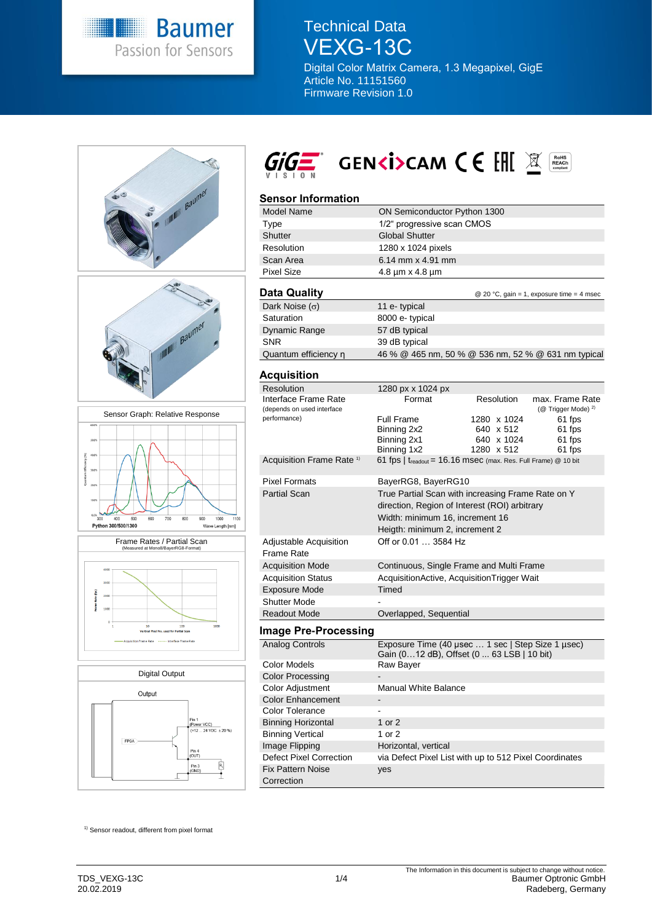# Technical Data VEXG-13C

Digital Color Matrix Camera, 1.3 Megapixel, GigE
Article No. 11151560
Firmware Revision 1.0

## Sensor Information

| | |
|---|---|
| Model Name | ON Semiconductor Python 1300 |
| Type | 1/2" progressive scan CMOS |
| Shutter | Global Shutter |
| Resolution | 1280 x 1024 pixels |
| Scan Area | 6.14 mm x 4.91 mm |
| Pixel Size | 4.8 µm x 4.8 µm |

## Data Quality

@ 20 °C, gain = 1, exposure time = 4 msec

| | |
|---|---|
| Dark Noise (σ) | 11 e- typical |
| Saturation | 8000 e- typical |
| Dynamic Range | 57 dB typical |
| SNR | 39 dB typical |
| Quantum efficiency η | 46 % @ 465 nm, 50 % @ 536 nm, 52 % @ 631 nm typical |

## Acquisition

| | | | |
|---|---|---|---|
| Resolution | 1280 px x 1024 px | | |
| Interface Frame Rate (depends on used interface performance) | Format | Resolution | max. Frame Rate (@ Trigger Mode) [2] |
| | Full Frame | 1280 x 1024 | 61 fps |
| | Binning 2x2 | 640 x 512 | 61 fps |
| | Binning 2x1 | 640 x 1024 | 61 fps |
| | Binning 1x2 | 1280 x 512 | 61 fps |
| Acquisition Frame Rate [1] | 61 fps \| $t_{readout}$ = 16.16 msec (max. Res. Full Frame) @ 10 bit | | |
| Pixel Formats | BayerRG8, BayerRG10 | | |
| Partial Scan | True Partial Scan with increasing Frame Rate on Y direction, Region of Interest (ROI) arbitrary<br>Width: minimum 16, increment 16<br>Heigth: minimum 2, increment 2 | | |
| Adjustable Acquisition Frame Rate | Off or 0.01 … 3584 Hz | | |
| Acquisition Mode | Continuous, Single Frame and Multi Frame | | |
| Acquisition Status | AcquisitionActive, AcquisitionTrigger Wait | | |
| Exposure Mode | Timed | | |
| Shutter Mode | - | | |
| Readout Mode | Overlapped, Sequential | | |

## Image Pre-Processing

| | |
|---|---|
| Analog Controls | Exposure Time (40 µsec … 1 sec \| Step Size 1 µsec)<br>Gain (0…12 dB), Offset (0 ... 63 LSB \| 10 bit) |
| Color Models | Raw Bayer |
| Color Processing | - |
| Color Adjustment | Manual White Balance |
| Color Enhancement | - |
| Color Tolerance | - |
| Binning Horizontal | 1 or 2 |
| Binning Vertical | 1 or 2 |
| Image Flipping | Horizontal, vertical |
| Defect Pixel Correction | via Defect Pixel List with up to 512 Pixel Coordinates |
| Fix Pattern Noise Correction | yes |

Sensor Graph: Relative Response

Python 300/500/1300 — Wave Length [nm]

Frame Rates / Partial Scan (Measured at Mono8/BayerRG8-Format)

Digital Output

Output — FPGA — Pin 1 (Power VCC) (+12 … 24 VDC ± 20 %), Pin 4 (OUT), Pin 3 (GND)

[1] Sensor readout, different from pixel format

TDS_VEXG-13C
20.02.2019

The Information in this document is subject to change without notice.
Baumer Optronic GmbH
Radeberg, Germany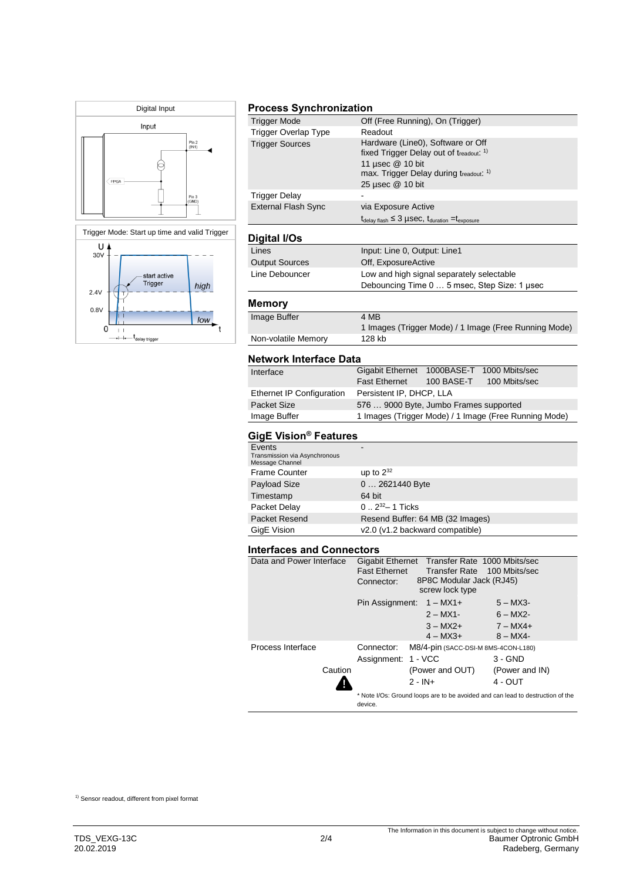Digital Input

Input

Pin 2 (IN1)

FPGA

Pin 3 (GND)

Trigger Mode: Start up time and valid Trigger

U 30V 2.4V 0.8V 0 start active Trigger high low t $t_{delay\ trigger}$

## Process Synchronization

| | |
|---|---|
| Trigger Mode | Off (Free Running), On (Trigger) |
| Trigger Overlap Type | Readout |
| Trigger Sources | Hardware (Line0), Software or Off<br>fixed Trigger Delay out of $t_{readout}$: 1)<br>11 µsec @ 10 bit<br>max. Trigger Delay during $t_{readout}$: 1)<br>25 µsec @ 10 bit |
| Trigger Delay | - |
| External Flash Sync | via Exposure Active<br>$t_{delay\ flash} \leq 3$ µsec, $t_{duration} = t_{exposure}$ |

## Digital I/Os

| | |
|---|---|
| Lines | Input: Line 0, Output: Line1 |
| Output Sources | Off, ExposureActive |
| Line Debouncer | Low and high signal separately selectable<br>Debouncing Time 0 … 5 msec, Step Size: 1 µsec |

## Memory

| | |
|---|---|
| Image Buffer | 4 MB<br>1 Images (Trigger Mode) / 1 Image (Free Running Mode) |
| Non-volatile Memory | 128 kb |

## Network Interface Data

| | | | |
|---|---|---|---|
| Interface | Gigabit Ethernet | 1000BASE-T | 1000 Mbits/sec |
| | Fast Ethernet | 100 BASE-T | 100 Mbits/sec |
| Ethernet IP Configuration | Persistent IP, DHCP, LLA | | |
| Packet Size | 576 … 9000 Byte, Jumbo Frames supported | | |
| Image Buffer | 1 Images (Trigger Mode) / 1 Image (Free Running Mode) | | |

## GigE Vision® Features

| | |
|---|---|
| Events<br>Transmission via Asynchronous Message Channel | - |
| Frame Counter | up to $2^{32}$ |
| Payload Size | 0 … 2621440 Byte |
| Timestamp | 64 bit |
| Packet Delay | 0 .. $2^{32}$– 1 Ticks |
| Packet Resend | Resend Buffer: 64 MB (32 Images) |
| GigE Vision | v2.0 (v1.2 backward compatible) |

## Interfaces and Connectors

| | | | |
|---|---|---|---|
| Data and Power Interface | Gigabit Ethernet | Transfer Rate | 1000 Mbits/sec |
| | Fast Ethernet | Transfer Rate | 100 Mbits/sec |
| | Connector: | 8P8C Modular Jack (RJ45) screw lock type | |
| | Pin Assignment: | 1 – MX1+ | 5 – MX3- |
| | | 2 – MX1- | 6 – MX2- |
| | | 3 – MX2+ | 7 – MX4+ |
| | | 4 – MX3+ | 8 – MX4- |
| Process Interface | Connector: | M8/4-pin (SACC-DSI-M 8MS-4CON-L180) | |
| | Assignment: | 1 - VCC (Power and OUT) | 3 - GND (Power and IN) |
| Caution ⚠ | | 2 - IN+ | 4 - OUT |
| | * Note I/Os: Ground loops are to be avoided and can lead to destruction of the device. | | |

1) Sensor readout, different from pixel format

TDS_VEXG-13C
20.02.2019

The Information in this document is subject to change without notice.
Baumer Optronic GmbH
Radeberg, Germany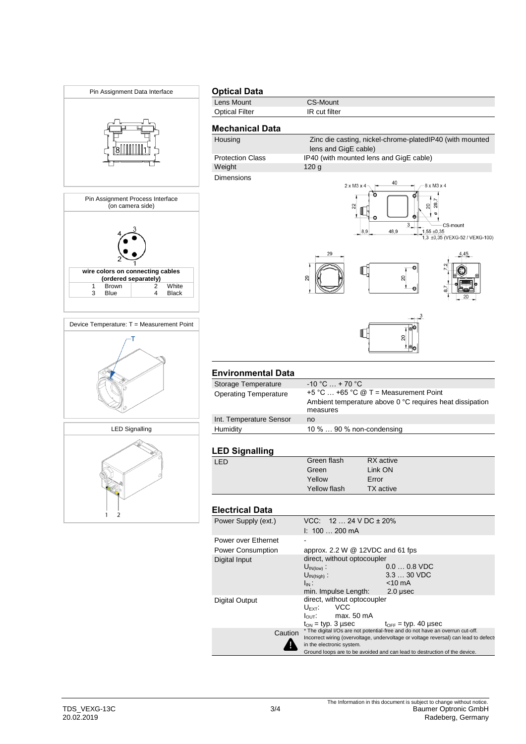Pin Assignment Data Interface

Pin Assignment Process Interface (on camera side)

| wire colors on connecting cables (ordered separately) | | | |
|---|---|---|---|
| 1 | Brown | 2 | White |
| 3 | Blue | 4 | Black |

Device Temperature: T = Measurement Point

LED Signalling

## Optical Data

| | |
|---|---|
| Lens Mount | CS-Mount |
| Optical Filter | IR cut filter |

## Mechanical Data

| | |
|---|---|
| Housing | Zinc die casting, nickel-chrome-platedIP40 (with mounted lens and GigE cable) |
| Protection Class | IP40 (with mounted lens and GigE cable) |
| Weight | 120 g |
| Dimensions | |

## Environmental Data

| | |
|---|---|
| Storage Temperature | -10 °C … + 70 °C |
| Operating Temperature | +5 °C … +65 °C @ T = Measurement Point<br>Ambient temperature above 0 °C requires heat dissipation measures |
| Int. Temperature Sensor | no |
| Humidity | 10 % … 90 % non-condensing |

## LED Signalling

| | | |
|---|---|---|
| LED | Green flash | RX active |
| | Green | Link ON |
| | Yellow | Error |
| | Yellow flash | TX active |

## Electrical Data

| | |
|---|---|
| Power Supply (ext.) | VCC: 12 … 24 V DC ± 20%<br>I: 100 … 200 mA |
| Power over Ethernet | - |
| Power Consumption | approx. 2.2 W @ 12VDC and 61 fps |
| Digital Input | direct, without optocoupler<br>$U_{IN(low)}$: 0.0 … 0.8 VDC<br>$U_{IN(high)}$: 3.3 … 30 VDC<br>$I_{IN}$: <10 mA<br>min. Impulse Length: 2.0 µsec |
| Digital Output | direct, without optocoupler<br>$U_{EXT}$: VCC<br>$I_{OUT}$: max. 50 mA<br>$t_{ON}$ = typ. 3 µsec $t_{OFF}$ = typ. 40 µsec |
| Caution | * The digital I/Os are not potential-free and do not have an overrun cut-off.<br>Incorrect wiring (overvoltage, undervoltage or voltage reversal) can lead to defects in the electronic system.<br>Ground loops are to be avoided and can lead to destruction of the device. |

TDS_VEXG-13C
20.02.2019

The Information in this document is subject to change without notice.
Baumer Optronic GmbH
Radeberg, Germany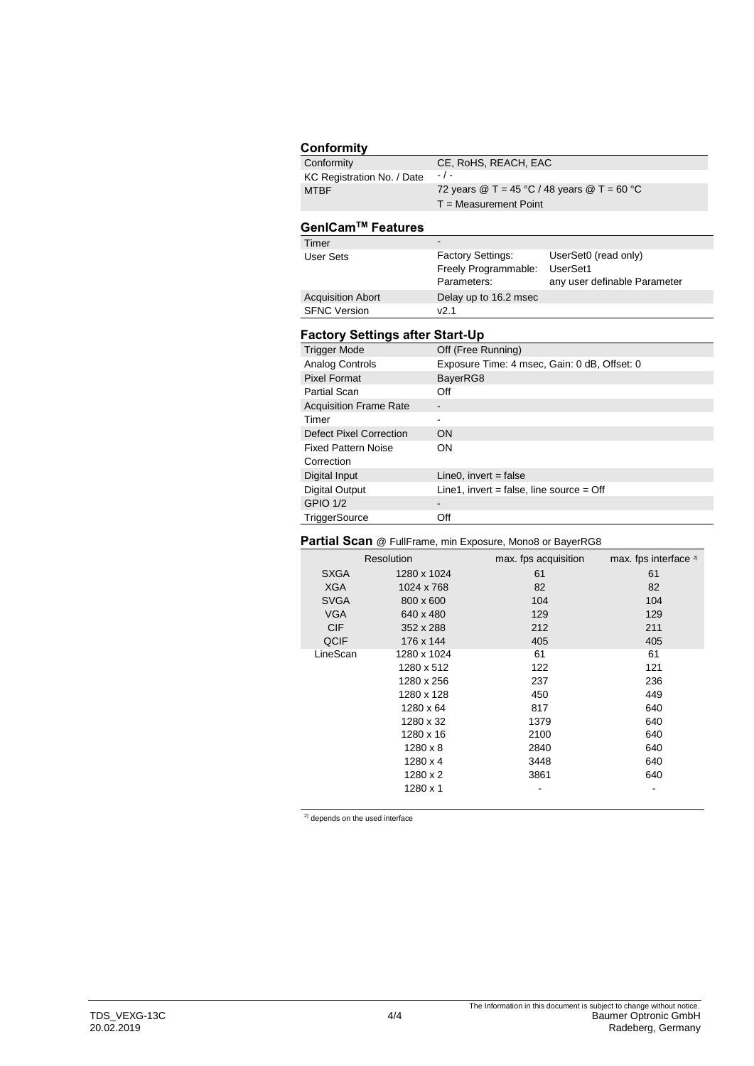## Conformity

| | |
|---|---|
| Conformity | CE, RoHS, REACH, EAC |
| KC Registration No. / Date | - / - |
| MTBF | 72 years @ T = 45 °C / 48 years @ T = 60 °C<br>T = Measurement Point |

## GenICam™ Features

| | | |
|---|---|---|
| Timer | - | |
| User Sets | Factory Settings:<br>Freely Programmable:<br>Parameters: | UserSet0 (read only)<br>UserSet1<br>any user definable Parameter |
| Acquisition Abort | Delay up to 16.2 msec | |
| SFNC Version | v2.1 | |

## Factory Settings after Start-Up

| | |
|---|---|
| Trigger Mode | Off (Free Running) |
| Analog Controls | Exposure Time: 4 msec, Gain: 0 dB, Offset: 0 |
| Pixel Format | BayerRG8 |
| Partial Scan | Off |
| Acquisition Frame Rate | - |
| Timer | - |
| Defect Pixel Correction | ON |
| Fixed Pattern Noise Correction | ON |
| Digital Input | Line0, invert = false |
| Digital Output | Line1, invert = false, line source = Off |
| GPIO 1/2 | - |
| TriggerSource | Off |

## Partial Scan @ FullFrame, min Exposure, Mono8 or BayerRG8

| Resolution | | max. fps acquisition | max. fps interface [2)] |
|---|---|---|---|
| SXGA | 1280 x 1024 | 61 | 61 |
| XGA | 1024 x 768 | 82 | 82 |
| SVGA | 800 x 600 | 104 | 104 |
| VGA | 640 x 480 | 129 | 129 |
| CIF | 352 x 288 | 212 | 211 |
| QCIF | 176 x 144 | 405 | 405 |
| LineScan | 1280 x 1024 | 61 | 61 |
| | 1280 x 512 | 122 | 121 |
| | 1280 x 256 | 237 | 236 |
| | 1280 x 128 | 450 | 449 |
| | 1280 x 64 | 817 | 640 |
| | 1280 x 32 | 1379 | 640 |
| | 1280 x 16 | 2100 | 640 |
| | 1280 x 8 | 2840 | 640 |
| | 1280 x 4 | 3448 | 640 |
| | 1280 x 2 | 3861 | 640 |
| | 1280 x 1 | - | - |

[2)] depends on the used interface

TDS_VEXG-13C
20.02.2019

The Information in this document is subject to change without notice.
Baumer Optronic GmbH
Radeberg, Germany